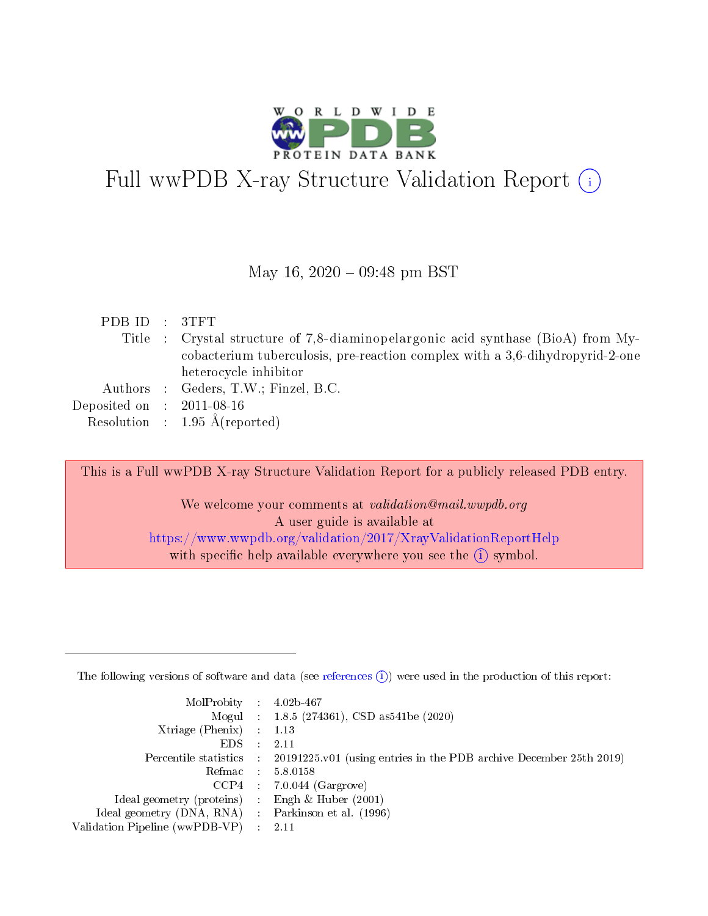# Full wwPDB X-ray Structure Validation Report (i)

May 16, 2020 – 09:48 pm BST

| | | |
|---|---|---|
| PDB ID | : | 3TFT |
| Title | : | Crystal structure of 7,8-diaminopelargonic acid synthase (BioA) from Mycobacterium tuberculosis, pre-reaction complex with a 3,6-dihydropyrid-2-one heterocycle inhibitor |
| Authors | : | Geders, T.W.; Finzel, B.C. |
| Deposited on | : | 2011-08-16 |
| Resolution | : | 1.95 Å(reported) |

This is a Full wwPDB X-ray Structure Validation Report for a publicly released PDB entry.

We welcome your comments at *validation@mail.wwpdb.org*
A user guide is available at
https://www.wwpdb.org/validation/2017/XrayValidationReportHelp
with specific help available everywhere you see the (i) symbol.

---

The following versions of software and data (see references (i)) were used in the production of this report:

| | | |
|---|---|---|
| MolProbity | : | 4.02b-467 |
| Mogul | : | 1.8.5 (274361), CSD as541be (2020) |
| Xtriage (Phenix) | : | 1.13 |
| EDS | : | 2.11 |
| Percentile statistics | : | 20191225.v01 (using entries in the PDB archive December 25th 2019) |
| Refmac | : | 5.8.0158 |
| CCP4 | : | 7.0.044 (Gargrove) |
| Ideal geometry (proteins) | : | Engh & Huber (2001) |
| Ideal geometry (DNA, RNA) | : | Parkinson et al. (1996) |
| Validation Pipeline (wwPDB-VP) | : | 2.11 |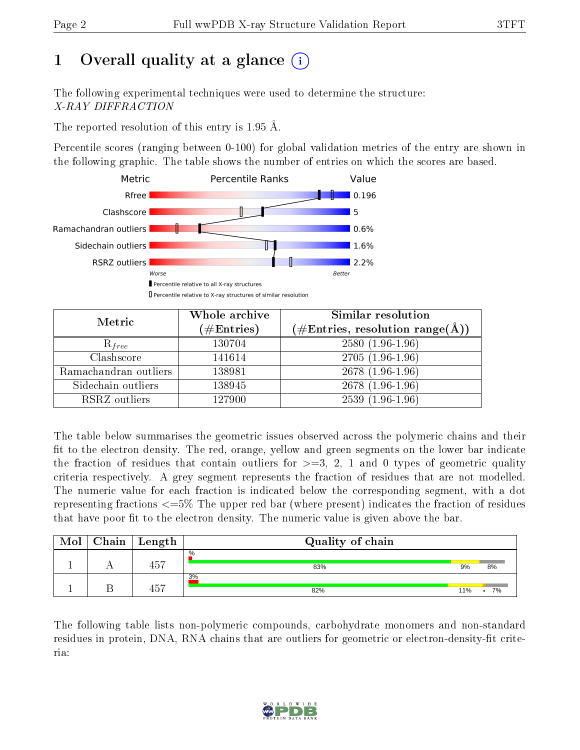# 1 Overall quality at a glance (i)

The following experimental techniques were used to determine the structure:
*X-RAY DIFFRACTION*

The reported resolution of this entry is 1.95 Å.

Percentile scores (ranging between 0-100) for global validation metrics of the entry are shown in the following graphic. The table shows the number of entries on which the scores are based.

| Metric | Value |
|---|---|
| Rfree | 0.196 |
| Clashscore | 5 |
| Ramachandran outliers | 0.6% |
| Sidechain outliers | 1.6% |
| RSRZ outliers | 2.2% |

Worse — Better

▮ Percentile relative to all X-ray structures

▯ Percentile relative to X-ray structures of similar resolution

| Metric | Whole archive (#Entries) | Similar resolution (#Entries, resolution range(Å)) |
|---|---|---|
| $R_{free}$ | 130704 | 2580 (1.96-1.96) |
| Clashscore | 141614 | 2705 (1.96-1.96) |
| Ramachandran outliers | 138981 | 2678 (1.96-1.96) |
| Sidechain outliers | 138945 | 2678 (1.96-1.96) |
| RSRZ outliers | 127900 | 2539 (1.96-1.96) |

The table below summarises the geometric issues observed across the polymeric chains and their fit to the electron density. The red, orange, yellow and green segments on the lower bar indicate the fraction of residues that contain outliers for >=3, 2, 1 and 0 types of geometric quality criteria respectively. A grey segment represents the fraction of residues that are not modelled. The numeric value for each fraction is indicated below the corresponding segment, with a dot representing fractions <=5% The upper red bar (where present) indicates the fraction of residues that have poor fit to the electron density. The numeric value is given above the bar.

| Mol | Chain | Length | Quality of chain |
|---|---|---|---|
| 1 | A | 457 | % / 83%, 9%, 8% |
| 1 | B | 457 | 3% / 82%, 11%, •, 7% |

The following table lists non-polymeric compounds, carbohydrate monomers and non-standard residues in protein, DNA, RNA chains that are outliers for geometric or electron-density-fit criteria: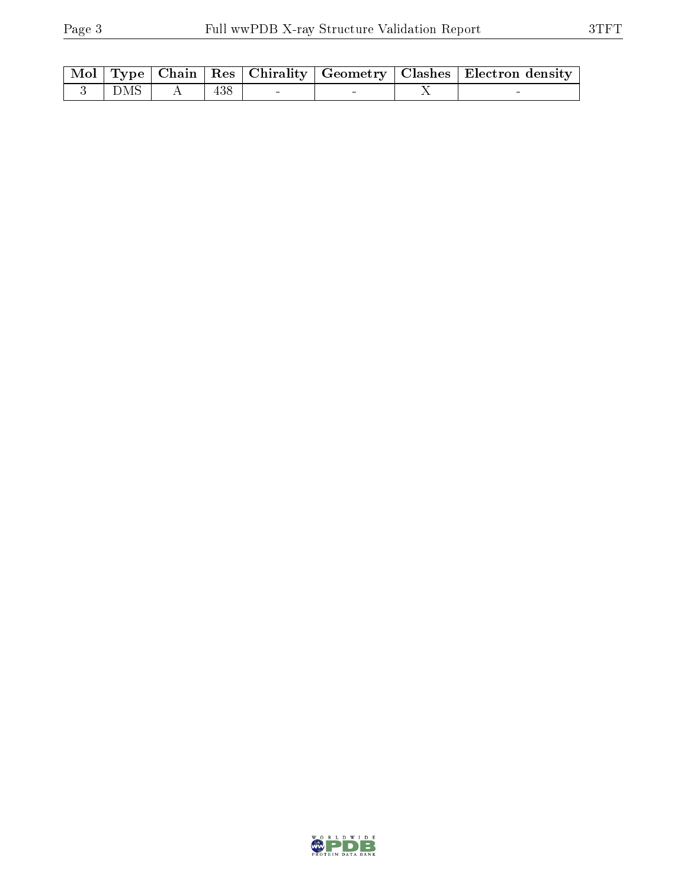| Mol | Type | Chain | Res | Chirality | Geometry | Clashes | Electron density |
|---|---|---|---|---|---|---|---|
| 3 | DMS | A | 438 | - | - | X | - |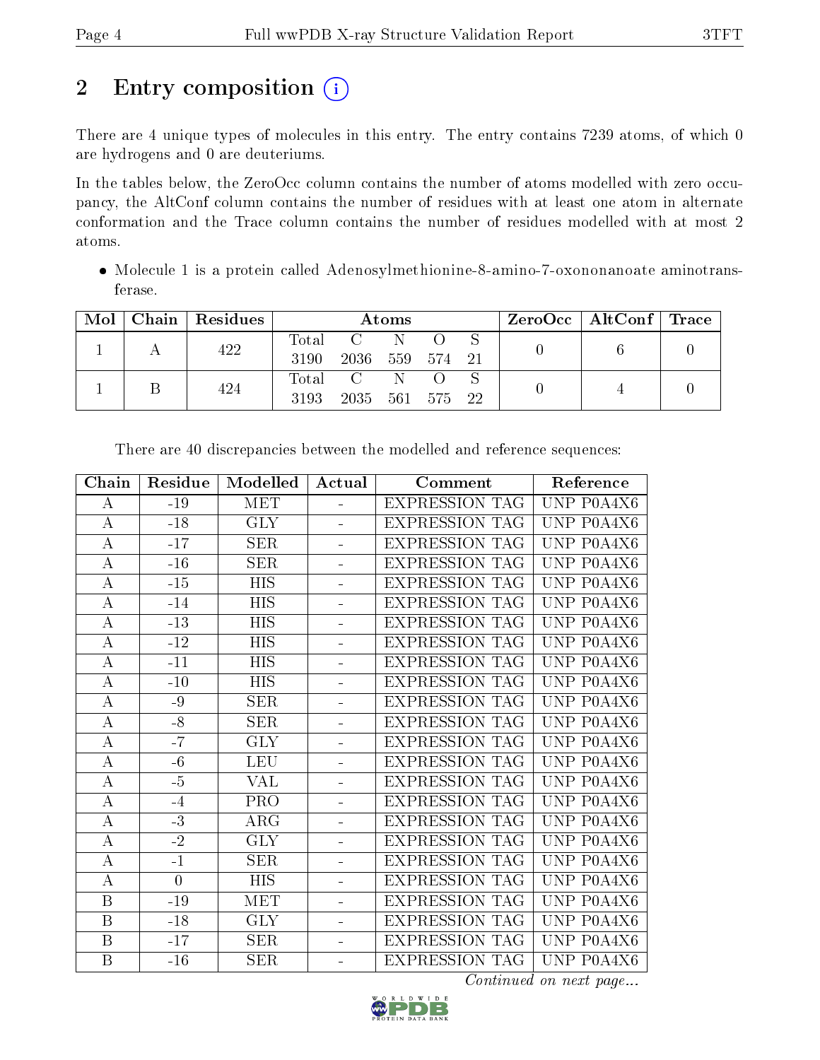# 2 Entry composition

There are 4 unique types of molecules in this entry. The entry contains 7239 atoms, of which 0 are hydrogens and 0 are deuteriums.

In the tables below, the ZeroOcc column contains the number of atoms modelled with zero occupancy, the AltConf column contains the number of residues with at least one atom in alternate conformation and the Trace column contains the number of residues modelled with at most 2 atoms.

- Molecule 1 is a protein called Adenosylmethionine-8-amino-7-oxononanoate aminotransferase.

| Mol | Chain | Residues | Atoms | | | | | ZeroOcc | AltConf | Trace |
|---|---|---|---|---|---|---|---|---|---|---|
| 1 | A | 422 | Total<br>3190 | C<br>2036 | N<br>559 | O<br>574 | S<br>21 | 0 | 6 | 0 |
| 1 | B | 424 | Total<br>3193 | C<br>2035 | N<br>561 | O<br>575 | S<br>22 | 0 | 4 | 0 |

There are 40 discrepancies between the modelled and reference sequences:

| Chain | Residue | Modelled | Actual | Comment | Reference |
|---|---|---|---|---|---|
| A | -19 | MET | - | EXPRESSION TAG | UNP P0A4X6 |
| A | -18 | GLY | - | EXPRESSION TAG | UNP P0A4X6 |
| A | -17 | SER | - | EXPRESSION TAG | UNP P0A4X6 |
| A | -16 | SER | - | EXPRESSION TAG | UNP P0A4X6 |
| A | -15 | HIS | - | EXPRESSION TAG | UNP P0A4X6 |
| A | -14 | HIS | - | EXPRESSION TAG | UNP P0A4X6 |
| A | -13 | HIS | - | EXPRESSION TAG | UNP P0A4X6 |
| A | -12 | HIS | - | EXPRESSION TAG | UNP P0A4X6 |
| A | -11 | HIS | - | EXPRESSION TAG | UNP P0A4X6 |
| A | -10 | HIS | - | EXPRESSION TAG | UNP P0A4X6 |
| A | -9 | SER | - | EXPRESSION TAG | UNP P0A4X6 |
| A | -8 | SER | - | EXPRESSION TAG | UNP P0A4X6 |
| A | -7 | GLY | - | EXPRESSION TAG | UNP P0A4X6 |
| A | -6 | LEU | - | EXPRESSION TAG | UNP P0A4X6 |
| A | -5 | VAL | - | EXPRESSION TAG | UNP P0A4X6 |
| A | -4 | PRO | - | EXPRESSION TAG | UNP P0A4X6 |
| A | -3 | ARG | - | EXPRESSION TAG | UNP P0A4X6 |
| A | -2 | GLY | - | EXPRESSION TAG | UNP P0A4X6 |
| A | -1 | SER | - | EXPRESSION TAG | UNP P0A4X6 |
| A | 0 | HIS | - | EXPRESSION TAG | UNP P0A4X6 |
| B | -19 | MET | - | EXPRESSION TAG | UNP P0A4X6 |
| B | -18 | GLY | - | EXPRESSION TAG | UNP P0A4X6 |
| B | -17 | SER | - | EXPRESSION TAG | UNP P0A4X6 |
| B | -16 | SER | - | EXPRESSION TAG | UNP P0A4X6 |

*Continued on next page...*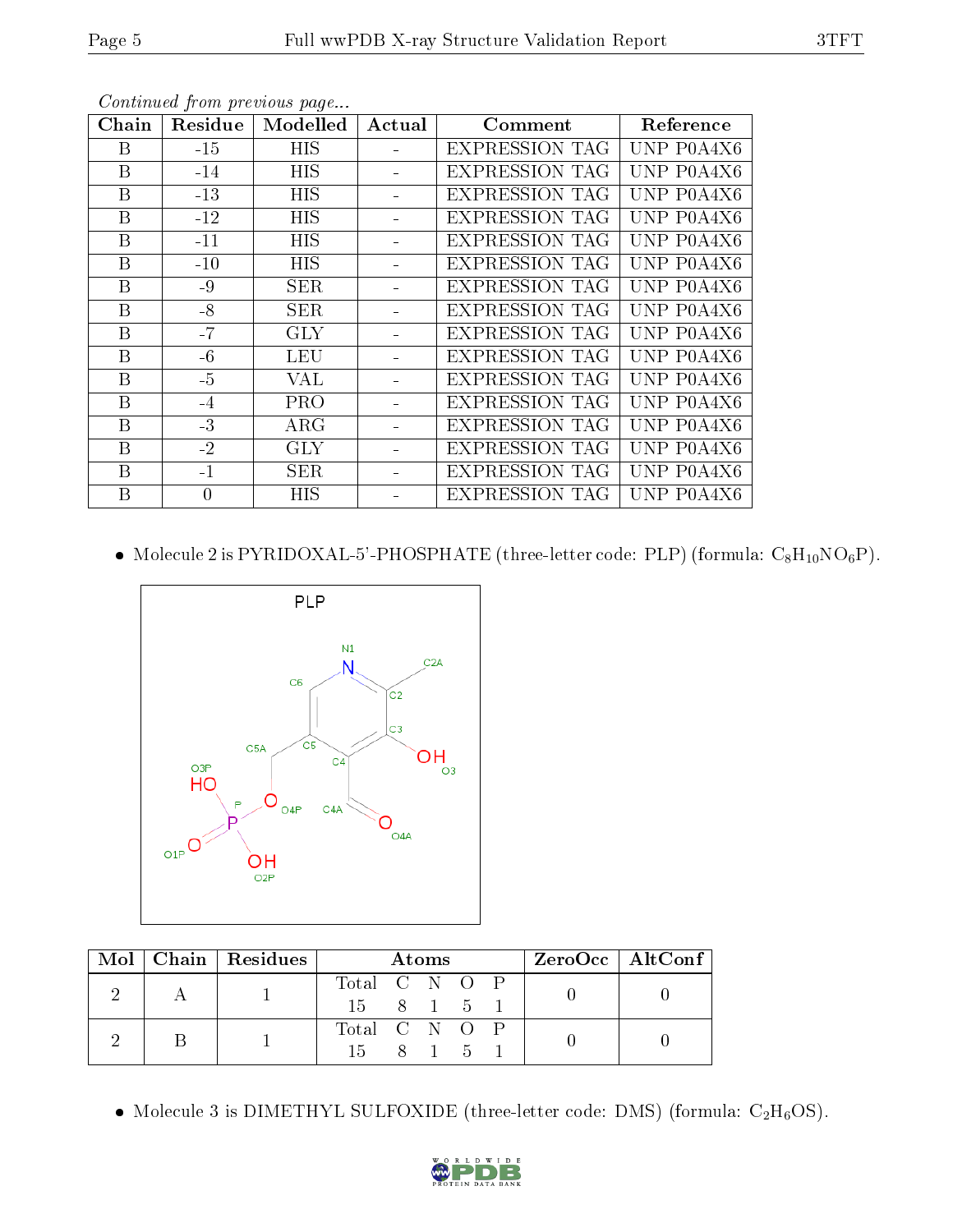*Continued from previous page...*

| Chain | Residue | Modelled | Actual | Comment | Reference |
|---|---|---|---|---|---|
| B | -15 | HIS | - | EXPRESSION TAG | UNP P0A4X6 |
| B | -14 | HIS | - | EXPRESSION TAG | UNP P0A4X6 |
| B | -13 | HIS | - | EXPRESSION TAG | UNP P0A4X6 |
| B | -12 | HIS | - | EXPRESSION TAG | UNP P0A4X6 |
| B | -11 | HIS | - | EXPRESSION TAG | UNP P0A4X6 |
| B | -10 | HIS | - | EXPRESSION TAG | UNP P0A4X6 |
| B | -9 | SER | - | EXPRESSION TAG | UNP P0A4X6 |
| B | -8 | SER | - | EXPRESSION TAG | UNP P0A4X6 |
| B | -7 | GLY | - | EXPRESSION TAG | UNP P0A4X6 |
| B | -6 | LEU | - | EXPRESSION TAG | UNP P0A4X6 |
| B | -5 | VAL | - | EXPRESSION TAG | UNP P0A4X6 |
| B | -4 | PRO | - | EXPRESSION TAG | UNP P0A4X6 |
| B | -3 | ARG | - | EXPRESSION TAG | UNP P0A4X6 |
| B | -2 | GLY | - | EXPRESSION TAG | UNP P0A4X6 |
| B | -1 | SER | - | EXPRESSION TAG | UNP P0A4X6 |
| B | 0 | HIS | - | EXPRESSION TAG | UNP P0A4X6 |

- Molecule 2 is PYRIDOXAL-5'-PHOSPHATE (three-letter code: PLP) (formula: $C_8H_{10}NO_6P$).

| Mol | Chain | Residues | Atoms | | | | | ZeroOcc | AltConf |
|---|---|---|---|---|---|---|---|---|---|
| 2 | A | 1 | Total 15 | C 8 | N 1 | O 5 | P 1 | 0 | 0 |
| 2 | B | 1 | Total 15 | C 8 | N 1 | O 5 | P 1 | 0 | 0 |

- Molecule 3 is DIMETHYL SULFOXIDE (three-letter code: DMS) (formula: $C_2H_6OS$).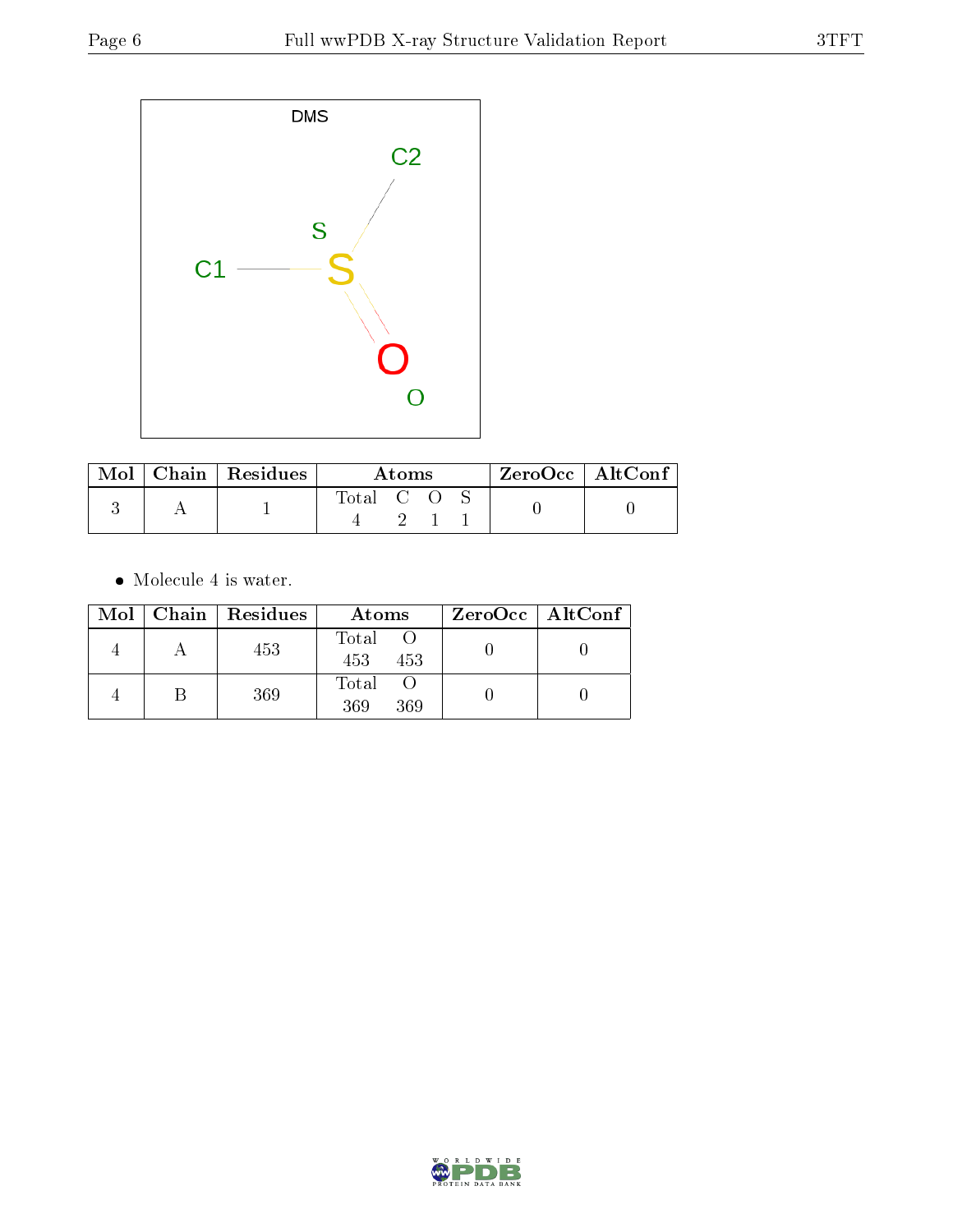| Mol | Chain | Residues | Atoms | | | | ZeroOcc | AltConf |
|---|---|---|---|---|---|---|---|---|
| | | | Total | C | O | S | | |
| 3 | A | 1 | 4 | 2 | 1 | 1 | 0 | 0 |

- Molecule 4 is water.

| Mol | Chain | Residues | Atoms | | ZeroOcc | AltConf |
|---|---|---|---|---|---|---|
| | | | Total | O | | |
| 4 | A | 453 | 453 | 453 | 0 | 0 |
| 4 | B | 369 | 369 | 369 | 0 | 0 |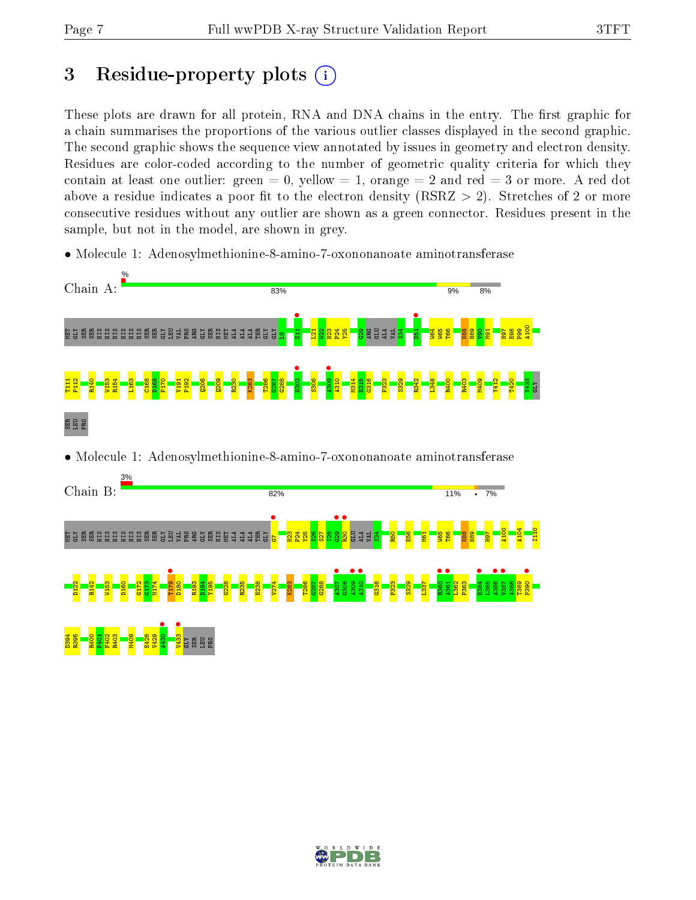# 3 Residue-property plots

These plots are drawn for all protein, RNA and DNA chains in the entry. The first graphic for a chain summarises the proportions of the various outlier classes displayed in the second graphic. The second graphic shows the sequence view annotated by issues in geometry and electron density. Residues are color-coded according to the number of geometric quality criteria for which they contain at least one outlier: green = 0, yellow = 1, orange = 2 and red = 3 or more. A red dot above a residue indicates a poor fit to the electron density (RSRZ > 2). Stretches of 2 or more consecutive residues without any outlier are shown as a green connector. Residues present in the sample, but not in the model, are shown in grey.

- Molecule 1: Adenosylmethionine-8-amino-7-oxononanoate aminotransferase

Chain A: 83% | 9% | 8%

MET GLY SER SER HIS HIS HIS HIS HIS HIS SER SER GLY LEU VAL PRO ARG GLY SER HIS MET ALA ALA THR GLY GLY L8 E11 L21 W22 H23 P24 Y25 G29 ARG GLU ALA VAL S34 D51 W64 W65 T66 N88 H89 V90 M91 H97 E98 P99 A100 T111 P112 R140 W153 R154 I163 C168 D169 P170 V191 P192 Q206 Q209 R230 K283 T286 G287 G288 H303 S306 A309 A310 M314 H315 G316 P323 S329 R342 L348 R400 R403 M409 Y412 T420 V433 GLY SER LEU PRO

- Molecule 1: Adenosylmethionine-8-amino-7-oxononanoate aminotransferase

Chain B: 3% | 82% | 11% | • | 7%

MET GLY SER SER HIS HIS HIS HIS HIS HIS SER SER GLY LEU VAL PRO ARG GLY SER HIS MET ALA ALA THR GLY G7 H23 P24 Y25 S26 S27 I28 G29 R30 GLU ALA VAL S34 R50 E56 M61 W65 T66 N88 H89 H97 A100 A104 I110 D122 R142 W153 D160 G172 G173 M174 T179 D180 R193 D194 Y195 G228 R235 H238 V274 K283 T286 G287 G288 A307 G308 A309 A310 G316 P323 S329 L337 R360 A361 L362 P363 D384 L385 A386 V387 A388 T389 P390 D394 R395 R400 P401 F402 R403 M409 E428 V429 A430 V433 GLY SER LEU PRO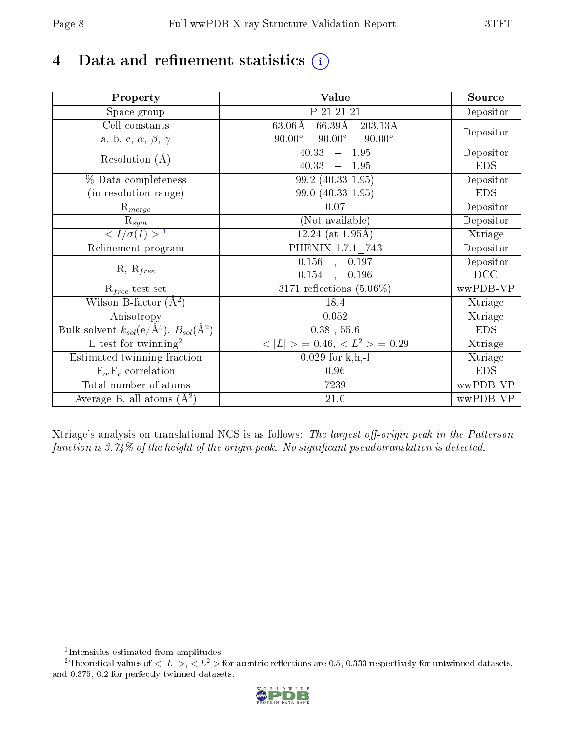# 4 Data and refinement statistics

| Property | Value | Source |
|---|---|---|
| Space group | P 21 21 21 | Depositor |
| Cell constants<br>a, b, c, $\alpha$, $\beta$, $\gamma$ | 63.06Å 66.39Å 203.13Å<br>90.00° 90.00° 90.00° | Depositor |
| Resolution (Å) | 40.33 – 1.95<br>40.33 – 1.95 | Depositor<br>EDS |
| % Data completeness<br>(in resolution range) | 99.2 (40.33-1.95)<br>99.0 (40.33-1.95) | Depositor<br>EDS |
| $R_{merge}$ | 0.07 | Depositor |
| $R_{sym}$ | (Not available) | Depositor |
| $< I/\sigma(I) >$ [1] | 12.24 (at 1.95Å) | Xtriage |
| Refinement program | PHENIX 1.7.1_743 | Depositor |
| R, $R_{free}$ | 0.156 , 0.197<br>0.154 , 0.196 | Depositor<br>DCC |
| $R_{free}$ test set | 3171 reflections (5.06%) | wwPDB-VP |
| Wilson B-factor (Å$^2$) | 18.4 | Xtriage |
| Anisotropy | 0.052 | Xtriage |
| Bulk solvent $k_{sol}$(e/Å$^3$), $B_{sol}$(Å$^2$) | 0.38 , 55.6 | EDS |
| L-test for twinning[2] | $< \|L\| >$ = 0.46, $< L^2 >$ = 0.29 | Xtriage |
| Estimated twinning fraction | 0.029 for k,h,-l | Xtriage |
| $F_o$,$F_c$ correlation | 0.96 | EDS |
| Total number of atoms | 7239 | wwPDB-VP |
| Average B, all atoms (Å$^2$) | 21.0 | wwPDB-VP |

Xtriage's analysis on translational NCS is as follows: *The largest off-origin peak in the Patterson function is 3.74% of the height of the origin peak. No significant pseudotranslation is detected.*

[1] Intensities estimated from amplitudes.

[2] Theoretical values of $< |L| >$, $< L^2 >$ for acentric reflections are 0.5, 0.333 respectively for untwinned datasets, and 0.375, 0.2 for perfectly twinned datasets.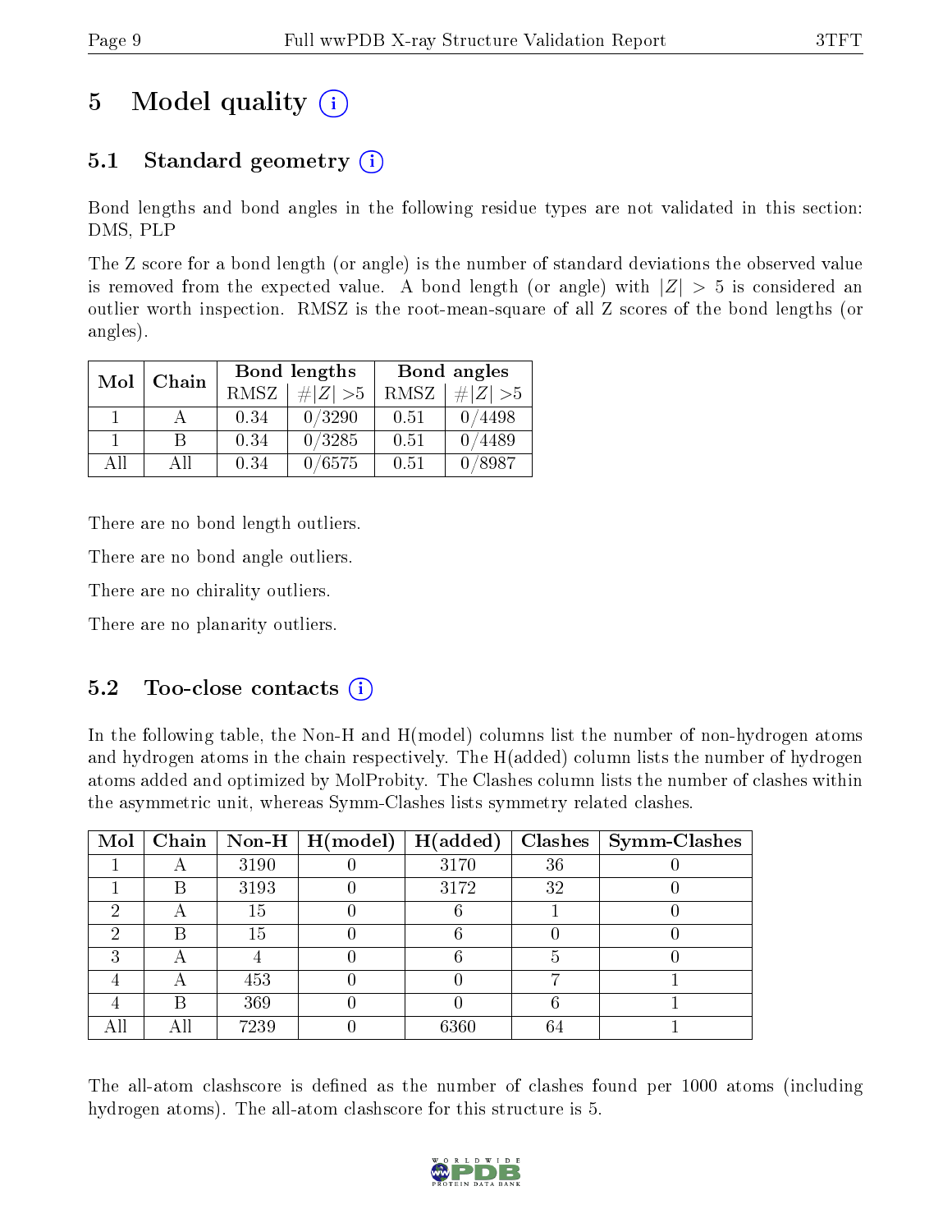# 5 Model quality

## 5.1 Standard geometry

Bond lengths and bond angles in the following residue types are not validated in this section: DMS, PLP

The Z score for a bond length (or angle) is the number of standard deviations the observed value is removed from the expected value. A bond length (or angle) with $|Z| > 5$ is considered an outlier worth inspection. RMSZ is the root-mean-square of all Z scores of the bond lengths (or angles).

| Mol | Chain | Bond lengths | | Bond angles | |
|---|---|---|---|---|---|
| | | RMSZ | $\#\|Z\| > 5$ | RMSZ | $\#\|Z\| > 5$ |
| 1 | A | 0.34 | 0/3290 | 0.51 | 0/4498 |
| 1 | B | 0.34 | 0/3285 | 0.51 | 0/4489 |
| All | All | 0.34 | 0/6575 | 0.51 | 0/8987 |

There are no bond length outliers.

There are no bond angle outliers.

There are no chirality outliers.

There are no planarity outliers.

## 5.2 Too-close contacts

In the following table, the Non-H and H(model) columns list the number of non-hydrogen atoms and hydrogen atoms in the chain respectively. The H(added) column lists the number of hydrogen atoms added and optimized by MolProbity. The Clashes column lists the number of clashes within the asymmetric unit, whereas Symm-Clashes lists symmetry related clashes.

| Mol | Chain | Non-H | H(model) | H(added) | Clashes | Symm-Clashes |
|---|---|---|---|---|---|---|
| 1 | A | 3190 | 0 | 3170 | 36 | 0 |
| 1 | B | 3193 | 0 | 3172 | 32 | 0 |
| 2 | A | 15 | 0 | 6 | 1 | 0 |
| 2 | B | 15 | 0 | 6 | 0 | 0 |
| 3 | A | 4 | 0 | 6 | 5 | 0 |
| 4 | A | 453 | 0 | 0 | 7 | 1 |
| 4 | B | 369 | 0 | 0 | 6 | 1 |
| All | All | 7239 | 0 | 6360 | 64 | 1 |

The all-atom clashscore is defined as the number of clashes found per 1000 atoms (including hydrogen atoms). The all-atom clashscore for this structure is 5.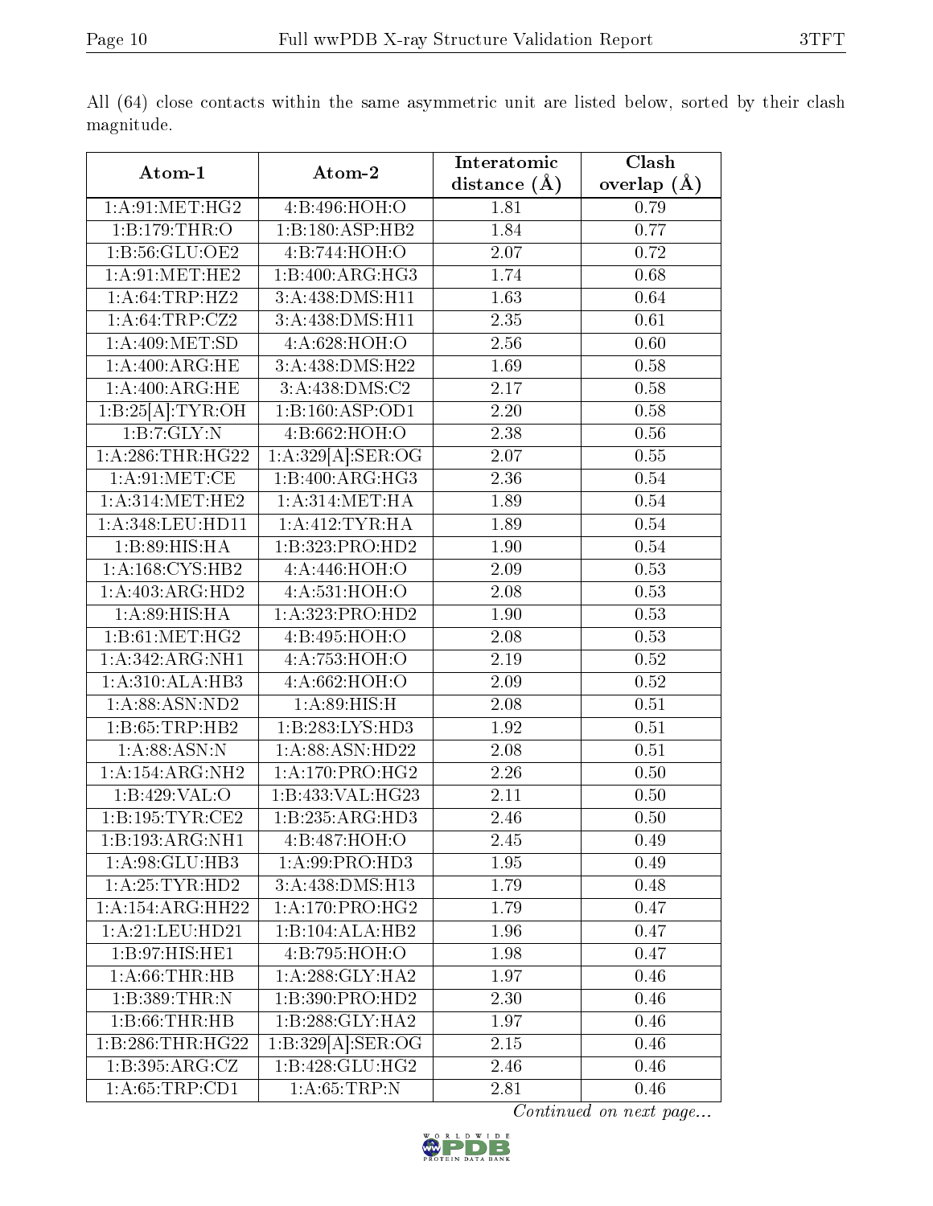All (64) close contacts within the same asymmetric unit are listed below, sorted by their clash magnitude.

| Atom-1 | Atom-2 | Interatomic distance (Å) | Clash overlap (Å) |
|---|---|---|---|
| 1:A:91:MET:HG2 | 4:B:496:HOH:O | 1.81 | 0.79 |
| 1:B:179:THR:O | 1:B:180:ASP:HB2 | 1.84 | 0.77 |
| 1:B:56:GLU:OE2 | 4:B:744:HOH:O | 2.07 | 0.72 |
| 1:A:91:MET:HE2 | 1:B:400:ARG:HG3 | 1.74 | 0.68 |
| 1:A:64:TRP:HZ2 | 3:A:438:DMS:H11 | 1.63 | 0.64 |
| 1:A:64:TRP:CZ2 | 3:A:438:DMS:H11 | 2.35 | 0.61 |
| 1:A:409:MET:SD | 4:A:628:HOH:O | 2.56 | 0.60 |
| 1:A:400:ARG:HE | 3:A:438:DMS:H22 | 1.69 | 0.58 |
| 1:A:400:ARG:HE | 3:A:438:DMS:C2 | 2.17 | 0.58 |
| 1:B:25[A]:TYR:OH | 1:B:160:ASP:OD1 | 2.20 | 0.58 |
| 1:B:7:GLY:N | 4:B:662:HOH:O | 2.38 | 0.56 |
| 1:A:286:THR:HG22 | 1:A:329[A]:SER:OG | 2.07 | 0.55 |
| 1:A:91:MET:CE | 1:B:400:ARG:HG3 | 2.36 | 0.54 |
| 1:A:314:MET:HE2 | 1:A:314:MET:HA | 1.89 | 0.54 |
| 1:A:348:LEU:HD11 | 1:A:412:TYR:HA | 1.89 | 0.54 |
| 1:B:89:HIS:HA | 1:B:323:PRO:HD2 | 1.90 | 0.54 |
| 1:A:168:CYS:HB2 | 4:A:446:HOH:O | 2.09 | 0.53 |
| 1:A:403:ARG:HD2 | 4:A:531:HOH:O | 2.08 | 0.53 |
| 1:A:89:HIS:HA | 1:A:323:PRO:HD2 | 1.90 | 0.53 |
| 1:B:61:MET:HG2 | 4:B:495:HOH:O | 2.08 | 0.53 |
| 1:A:342:ARG:NH1 | 4:A:753:HOH:O | 2.19 | 0.52 |
| 1:A:310:ALA:HB3 | 4:A:662:HOH:O | 2.09 | 0.52 |
| 1:A:88:ASN:ND2 | 1:A:89:HIS:H | 2.08 | 0.51 |
| 1:B:65:TRP:HB2 | 1:B:283:LYS:HD3 | 1.92 | 0.51 |
| 1:A:88:ASN:N | 1:A:88:ASN:HD22 | 2.08 | 0.51 |
| 1:A:154:ARG:NH2 | 1:A:170:PRO:HG2 | 2.26 | 0.50 |
| 1:B:429:VAL:O | 1:B:433:VAL:HG23 | 2.11 | 0.50 |
| 1:B:195:TYR:CE2 | 1:B:235:ARG:HD3 | 2.46 | 0.50 |
| 1:B:193:ARG:NH1 | 4:B:487:HOH:O | 2.45 | 0.49 |
| 1:A:98:GLU:HB3 | 1:A:99:PRO:HD3 | 1.95 | 0.49 |
| 1:A:25:TYR:HD2 | 3:A:438:DMS:H13 | 1.79 | 0.48 |
| 1:A:154:ARG:HH22 | 1:A:170:PRO:HG2 | 1.79 | 0.47 |
| 1:A:21:LEU:HD21 | 1:B:104:ALA:HB2 | 1.96 | 0.47 |
| 1:B:97:HIS:HE1 | 4:B:795:HOH:O | 1.98 | 0.47 |
| 1:A:66:THR:HB | 1:A:288:GLY:HA2 | 1.97 | 0.46 |
| 1:B:389:THR:N | 1:B:390:PRO:HD2 | 2.30 | 0.46 |
| 1:B:66:THR:HB | 1:B:288:GLY:HA2 | 1.97 | 0.46 |
| 1:B:286:THR:HG22 | 1:B:329[A]:SER:OG | 2.15 | 0.46 |
| 1:B:395:ARG:CZ | 1:B:428:GLU:HG2 | 2.46 | 0.46 |
| 1:A:65:TRP:CD1 | 1:A:65:TRP:N | 2.81 | 0.46 |

*Continued on next page...*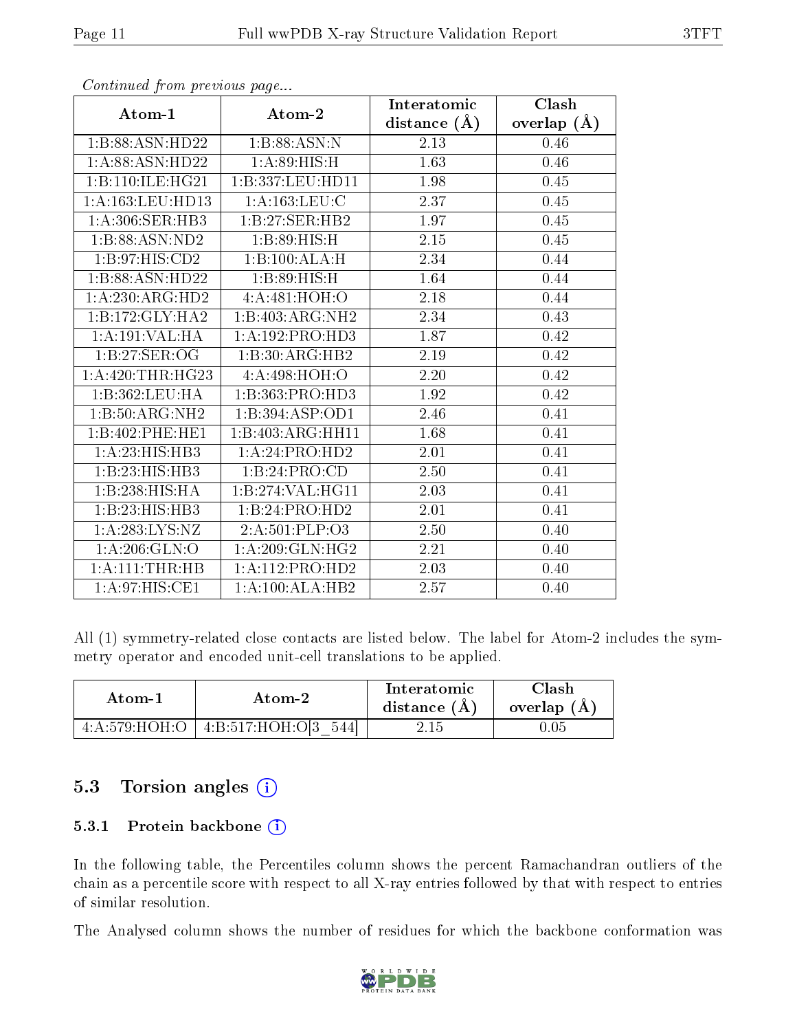*Continued from previous page...*

| Atom-1 | Atom-2 | Interatomic distance (Å) | Clash overlap (Å) |
|---|---|---|---|
| 1:B:88:ASN:HD22 | 1:B:88:ASN:N | 2.13 | 0.46 |
| 1:A:88:ASN:HD22 | 1:A:89:HIS:H | 1.63 | 0.46 |
| 1:B:110:ILE:HG21 | 1:B:337:LEU:HD11 | 1.98 | 0.45 |
| 1:A:163:LEU:HD13 | 1:A:163:LEU:C | 2.37 | 0.45 |
| 1:A:306:SER:HB3 | 1:B:27:SER:HB2 | 1.97 | 0.45 |
| 1:B:88:ASN:ND2 | 1:B:89:HIS:H | 2.15 | 0.45 |
| 1:B:97:HIS:CD2 | 1:B:100:ALA:H | 2.34 | 0.44 |
| 1:B:88:ASN:HD22 | 1:B:89:HIS:H | 1.64 | 0.44 |
| 1:A:230:ARG:HD2 | 4:A:481:HOH:O | 2.18 | 0.44 |
| 1:B:172:GLY:HA2 | 1:B:403:ARG:NH2 | 2.34 | 0.43 |
| 1:A:191:VAL:HA | 1:A:192:PRO:HD3 | 1.87 | 0.42 |
| 1:B:27:SER:OG | 1:B:30:ARG:HB2 | 2.19 | 0.42 |
| 1:A:420:THR:HG23 | 4:A:498:HOH:O | 2.20 | 0.42 |
| 1:B:362:LEU:HA | 1:B:363:PRO:HD3 | 1.92 | 0.42 |
| 1:B:50:ARG:NH2 | 1:B:394:ASP:OD1 | 2.46 | 0.41 |
| 1:B:402:PHE:HE1 | 1:B:403:ARG:HH11 | 1.68 | 0.41 |
| 1:A:23:HIS:HB3 | 1:A:24:PRO:HD2 | 2.01 | 0.41 |
| 1:B:23:HIS:HB3 | 1:B:24:PRO:CD | 2.50 | 0.41 |
| 1:B:238:HIS:HA | 1:B:274:VAL:HG11 | 2.03 | 0.41 |
| 1:B:23:HIS:HB3 | 1:B:24:PRO:HD2 | 2.01 | 0.41 |
| 1:A:283:LYS:NZ | 2:A:501:PLP:O3 | 2.50 | 0.40 |
| 1:A:206:GLN:O | 1:A:209:GLN:HG2 | 2.21 | 0.40 |
| 1:A:111:THR:HB | 1:A:112:PRO:HD2 | 2.03 | 0.40 |
| 1:A:97:HIS:CE1 | 1:A:100:ALA:HB2 | 2.57 | 0.40 |

All (1) symmetry-related close contacts are listed below. The label for Atom-2 includes the symmetry operator and encoded unit-cell translations to be applied.

| Atom-1 | Atom-2 | Interatomic distance (Å) | Clash overlap (Å) |
|---|---|---|---|
| 4:A:579:HOH:O | 4:B:517:HOH:O[3_544] | 2.15 | 0.05 |

## 5.3 Torsion angles

### 5.3.1 Protein backbone

In the following table, the Percentiles column shows the percent Ramachandran outliers of the chain as a percentile score with respect to all X-ray entries followed by that with respect to entries of similar resolution.

The Analysed column shows the number of residues for which the backbone conformation was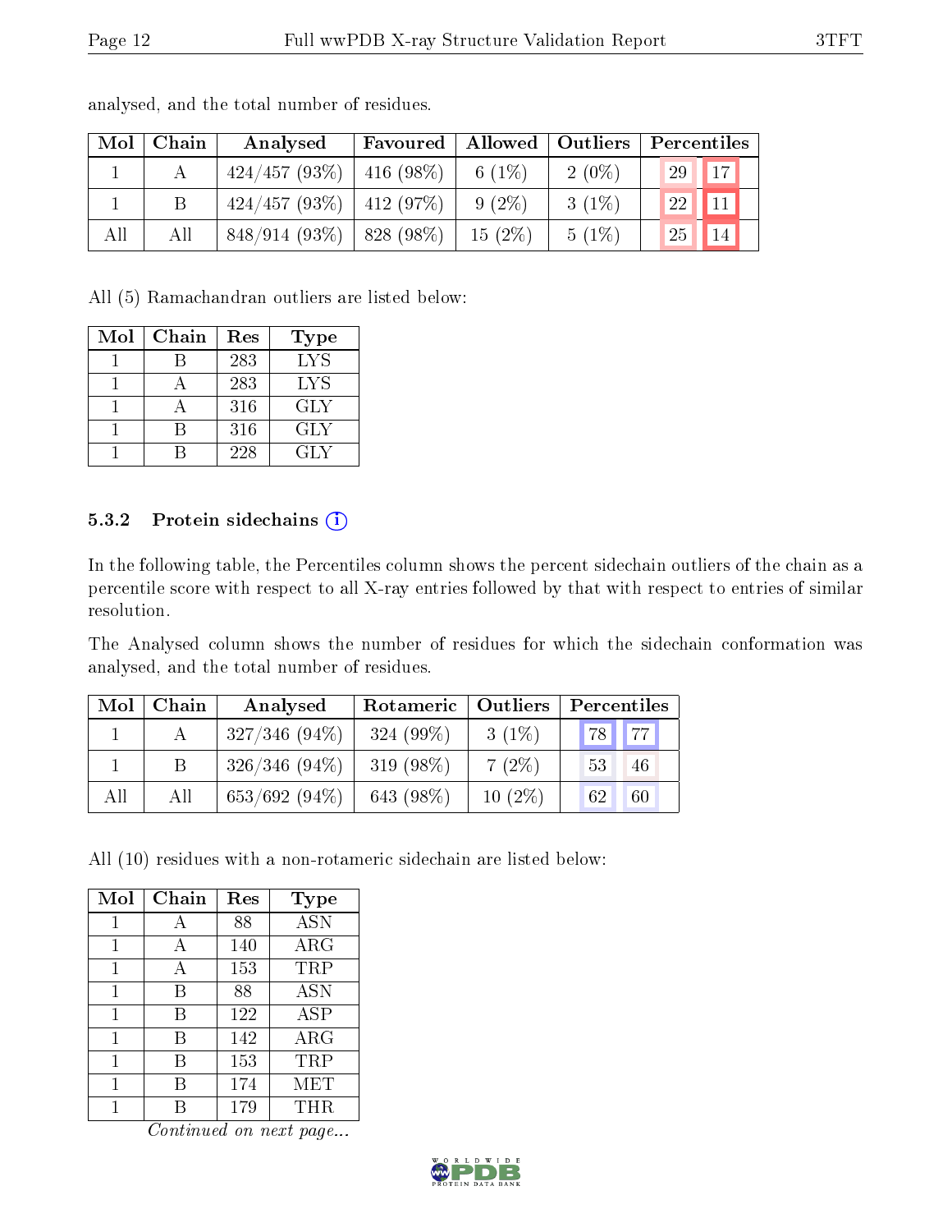analysed, and the total number of residues.

| Mol | Chain | Analysed | Favoured | Allowed | Outliers | Percentiles | |
|---|---|---|---|---|---|---|---|
| 1 | A | 424/457 (93%) | 416 (98%) | 6 (1%) | 2 (0%) | 29 | 17 |
| 1 | B | 424/457 (93%) | 412 (97%) | 9 (2%) | 3 (1%) | 22 | 11 |
| All | All | 848/914 (93%) | 828 (98%) | 15 (2%) | 5 (1%) | 25 | 14 |

All (5) Ramachandran outliers are listed below:

| Mol | Chain | Res | Type |
|---|---|---|---|
| 1 | B | 283 | LYS |
| 1 | A | 283 | LYS |
| 1 | A | 316 | GLY |
| 1 | B | 316 | GLY |
| 1 | B | 228 | GLY |

### 5.3.2 Protein sidechains

In the following table, the Percentiles column shows the percent sidechain outliers of the chain as a percentile score with respect to all X-ray entries followed by that with respect to entries of similar resolution.

The Analysed column shows the number of residues for which the sidechain conformation was analysed, and the total number of residues.

| Mol | Chain | Analysed | Rotameric | Outliers | Percentiles | |
|---|---|---|---|---|---|---|
| 1 | A | 327/346 (94%) | 324 (99%) | 3 (1%) | 78 | 77 |
| 1 | B | 326/346 (94%) | 319 (98%) | 7 (2%) | 53 | 46 |
| All | All | 653/692 (94%) | 643 (98%) | 10 (2%) | 62 | 60 |

All (10) residues with a non-rotameric sidechain are listed below:

| Mol | Chain | Res | Type |
|---|---|---|---|
| 1 | A | 88 | ASN |
| 1 | A | 140 | ARG |
| 1 | A | 153 | TRP |
| 1 | B | 88 | ASN |
| 1 | B | 122 | ASP |
| 1 | B | 142 | ARG |
| 1 | B | 153 | TRP |
| 1 | B | 174 | MET |
| 1 | B | 179 | THR |

*Continued on next page...*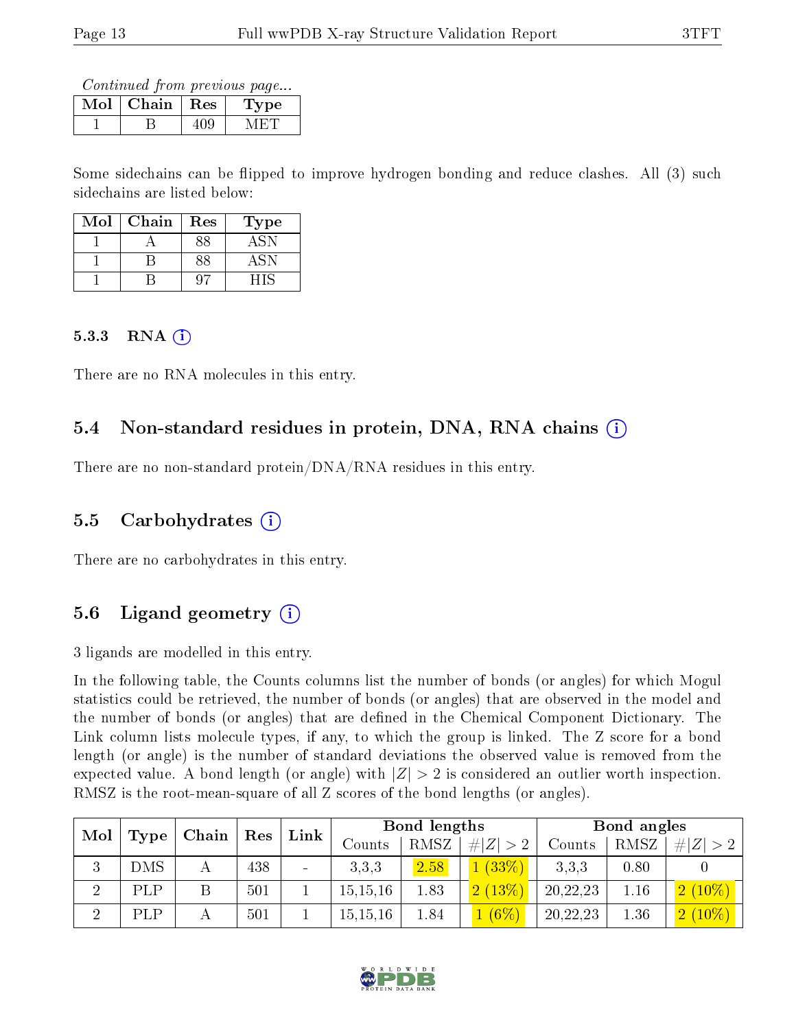*Continued from previous page...*

| Mol | Chain | Res | Type |
|---|---|---|---|
| 1 | B | 409 | MET |

Some sidechains can be flipped to improve hydrogen bonding and reduce clashes. All (3) such sidechains are listed below:

| Mol | Chain | Res | Type |
|---|---|---|---|
| 1 | A | 88 | ASN |
| 1 | B | 88 | ASN |
| 1 | B | 97 | HIS |

#### 5.3.3 RNA

There are no RNA molecules in this entry.

### 5.4 Non-standard residues in protein, DNA, RNA chains

There are no non-standard protein/DNA/RNA residues in this entry.

### 5.5 Carbohydrates

There are no carbohydrates in this entry.

### 5.6 Ligand geometry

3 ligands are modelled in this entry.

In the following table, the Counts columns list the number of bonds (or angles) for which Mogul statistics could be retrieved, the number of bonds (or angles) that are observed in the model and the number of bonds (or angles) that are defined in the Chemical Component Dictionary. The Link column lists molecule types, if any, to which the group is linked. The Z score for a bond length (or angle) is the number of standard deviations the observed value is removed from the expected value. A bond length (or angle) with $|Z| > 2$ is considered an outlier worth inspection. RMSZ is the root-mean-square of all Z scores of the bond lengths (or angles).

| Mol | Type | Chain | Res | Link | Bond lengths | | | Bond angles | | |
|---|---|---|---|---|---|---|---|---|---|---|
| | | | | | Counts | RMSZ | $\#\|Z\| > 2$ | Counts | RMSZ | $\#\|Z\| > 2$ |
| 3 | DMS | A | 438 | - | 3,3,3 | 2.58 | 1 (33%) | 3,3,3 | 0.80 | 0 |
| 2 | PLP | B | 501 | 1 | 15,15,16 | 1.83 | 2 (13%) | 20,22,23 | 1.16 | 2 (10%) |
| 2 | PLP | A | 501 | 1 | 15,15,16 | 1.84 | 1 (6%) | 20,22,23 | 1.36 | 2 (10%) |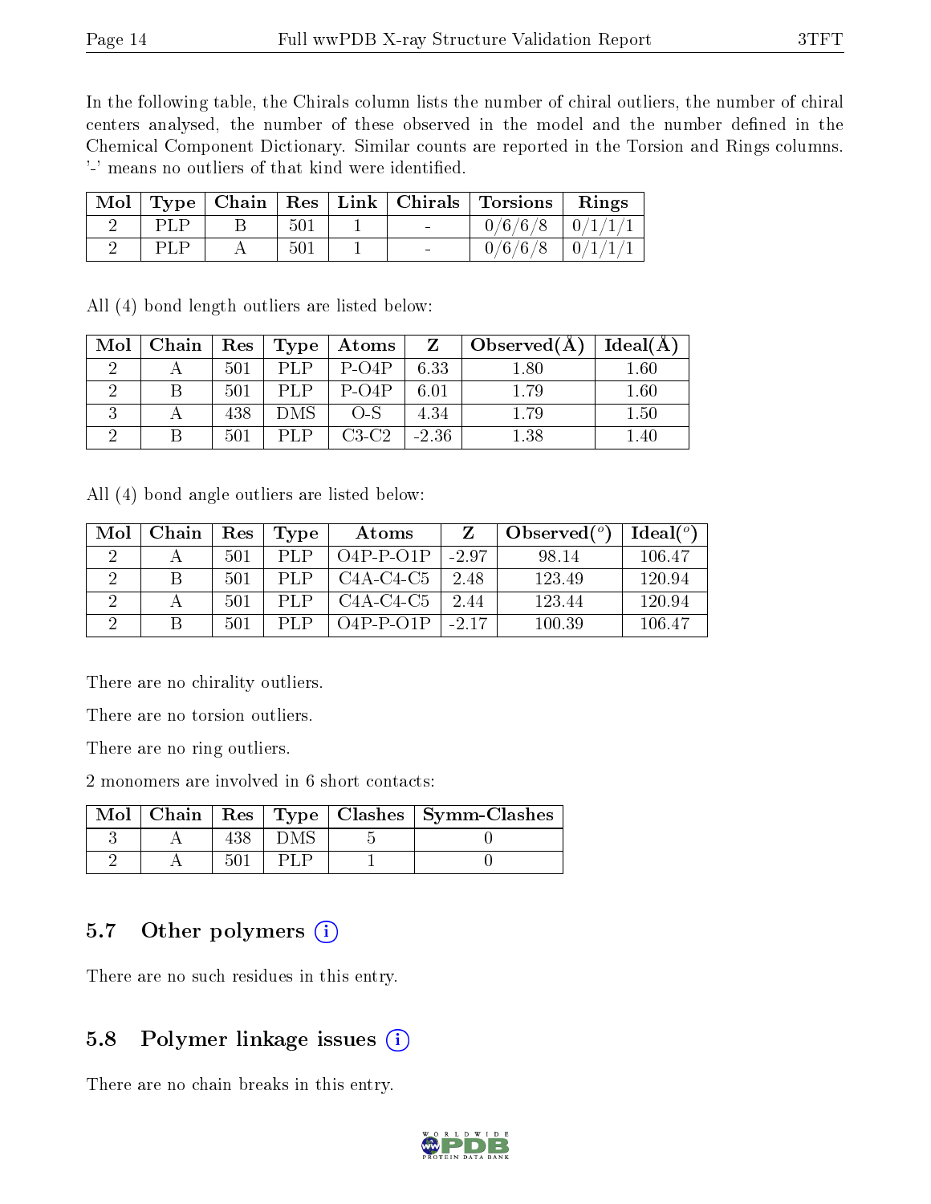In the following table, the Chirals column lists the number of chiral outliers, the number of chiral centers analysed, the number of these observed in the model and the number defined in the Chemical Component Dictionary. Similar counts are reported in the Torsion and Rings columns. '-' means no outliers of that kind were identified.

| Mol | Type | Chain | Res | Link | Chirals | Torsions | Rings |
|---|---|---|---|---|---|---|---|
| 2 | PLP | B | 501 | 1 | - | 0/6/6/8 | 0/1/1/1 |
| 2 | PLP | A | 501 | 1 | - | 0/6/6/8 | 0/1/1/1 |

All (4) bond length outliers are listed below:

| Mol | Chain | Res | Type | Atoms | Z | Observed(Å) | Ideal(Å) |
|---|---|---|---|---|---|---|---|
| 2 | A | 501 | PLP | P-O4P | 6.33 | 1.80 | 1.60 |
| 2 | B | 501 | PLP | P-O4P | 6.01 | 1.79 | 1.60 |
| 3 | A | 438 | DMS | O-S | 4.34 | 1.79 | 1.50 |
| 2 | B | 501 | PLP | C3-C2 | -2.36 | 1.38 | 1.40 |

All (4) bond angle outliers are listed below:

| Mol | Chain | Res | Type | Atoms | Z | Observed(°) | Ideal(°) |
|---|---|---|---|---|---|---|---|
| 2 | A | 501 | PLP | O4P-P-O1P | -2.97 | 98.14 | 106.47 |
| 2 | B | 501 | PLP | C4A-C4-C5 | 2.48 | 123.49 | 120.94 |
| 2 | A | 501 | PLP | C4A-C4-C5 | 2.44 | 123.44 | 120.94 |
| 2 | B | 501 | PLP | O4P-P-O1P | -2.17 | 100.39 | 106.47 |

There are no chirality outliers.

There are no torsion outliers.

There are no ring outliers.

2 monomers are involved in 6 short contacts:

| Mol | Chain | Res | Type | Clashes | Symm-Clashes |
|---|---|---|---|---|---|
| 3 | A | 438 | DMS | 5 | 0 |
| 2 | A | 501 | PLP | 1 | 0 |

## 5.7 Other polymers

There are no such residues in this entry.

## 5.8 Polymer linkage issues

There are no chain breaks in this entry.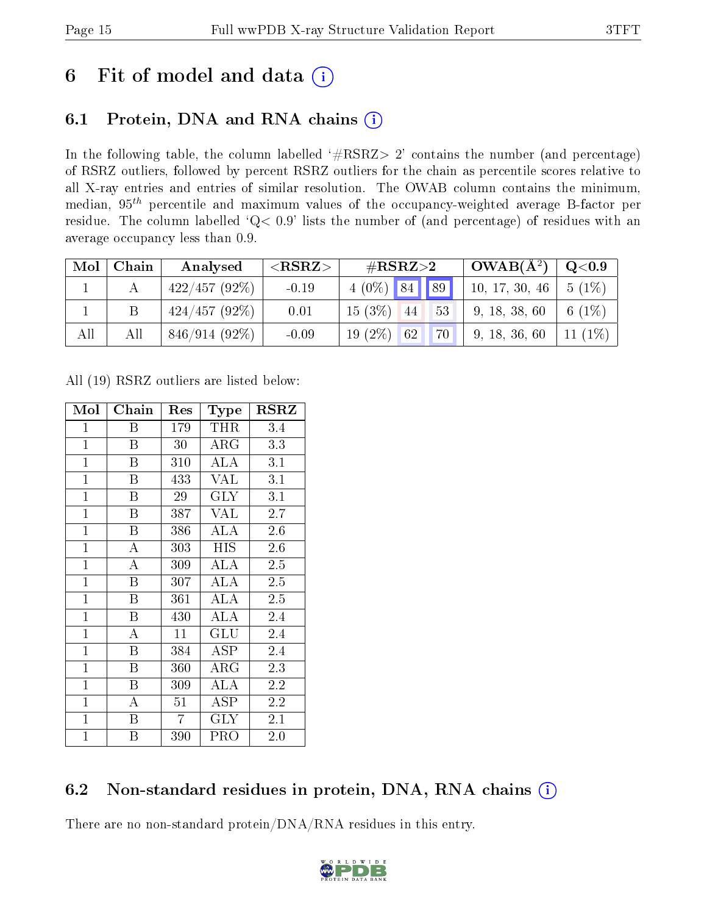# 6 Fit of model and data (i)

## 6.1 Protein, DNA and RNA chains (i)

In the following table, the column labelled '#RSRZ> 2' contains the number (and percentage) of RSRZ outliers, followed by percent RSRZ outliers for the chain as percentile scores relative to all X-ray entries and entries of similar resolution. The OWAB column contains the minimum, median, $95^{th}$ percentile and maximum values of the occupancy-weighted average B-factor per residue. The column labelled 'Q< 0.9' lists the number of (and percentage) of residues with an average occupancy less than 0.9.

| Mol | Chain | Analysed | <RSRZ> | #RSRZ>2 | | | OWAB(Å$^2$) | Q<0.9 |
|---|---|---|---|---|---|---|---|---|
| 1 | A | 422/457 (92%) | -0.19 | 4 (0%) | 84 | 89 | 10, 17, 30, 46 | 5 (1%) |
| 1 | B | 424/457 (92%) | 0.01 | 15 (3%) | 44 | 53 | 9, 18, 38, 60 | 6 (1%) |
| All | All | 846/914 (92%) | -0.09 | 19 (2%) | 62 | 70 | 9, 18, 36, 60 | 11 (1%) |

All (19) RSRZ outliers are listed below:

| Mol | Chain | Res | Type | RSRZ |
|---|---|---|---|---|
| 1 | B | 179 | THR | 3.4 |
| 1 | B | 30 | ARG | 3.3 |
| 1 | B | 310 | ALA | 3.1 |
| 1 | B | 433 | VAL | 3.1 |
| 1 | B | 29 | GLY | 3.1 |
| 1 | B | 387 | VAL | 2.7 |
| 1 | B | 386 | ALA | 2.6 |
| 1 | A | 303 | HIS | 2.6 |
| 1 | A | 309 | ALA | 2.5 |
| 1 | B | 307 | ALA | 2.5 |
| 1 | B | 361 | ALA | 2.5 |
| 1 | B | 430 | ALA | 2.4 |
| 1 | A | 11 | GLU | 2.4 |
| 1 | B | 384 | ASP | 2.4 |
| 1 | B | 360 | ARG | 2.3 |
| 1 | B | 309 | ALA | 2.2 |
| 1 | A | 51 | ASP | 2.2 |
| 1 | B | 7 | GLY | 2.1 |
| 1 | B | 390 | PRO | 2.0 |

## 6.2 Non-standard residues in protein, DNA, RNA chains (i)

There are no non-standard protein/DNA/RNA residues in this entry.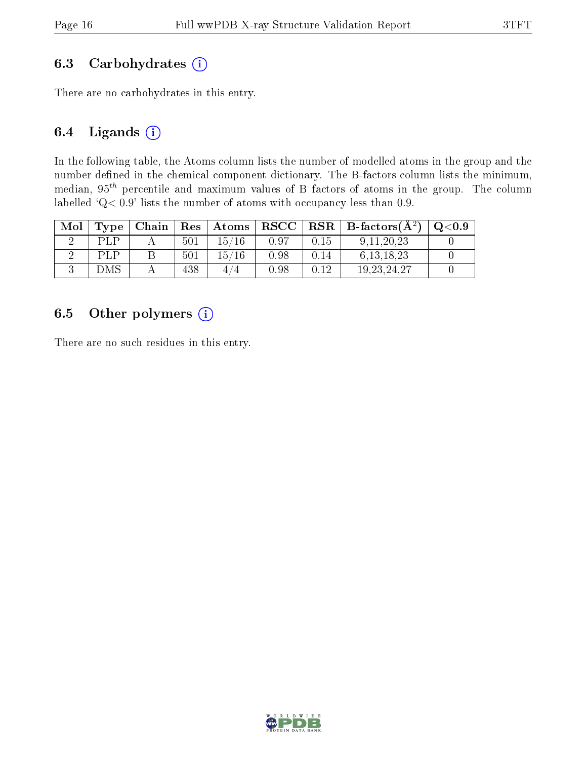### 6.3 Carbohydrates (i)

There are no carbohydrates in this entry.

### 6.4 Ligands (i)

In the following table, the Atoms column lists the number of modelled atoms in the group and the number defined in the chemical component dictionary. The B-factors column lists the minimum, median, $95^{th}$ percentile and maximum values of B factors of atoms in the group. The column labelled 'Q< 0.9' lists the number of atoms with occupancy less than 0.9.

| Mol | Type | Chain | Res | Atoms | RSCC | RSR | B-factors($Å^2$) | Q<0.9 |
|---|---|---|---|---|---|---|---|---|
| 2 | PLP | A | 501 | 15/16 | 0.97 | 0.15 | 9,11,20,23 | 0 |
| 2 | PLP | B | 501 | 15/16 | 0.98 | 0.14 | 6,13,18,23 | 0 |
| 3 | DMS | A | 438 | 4/4 | 0.98 | 0.12 | 19,23,24,27 | 0 |

### 6.5 Other polymers (i)

There are no such residues in this entry.